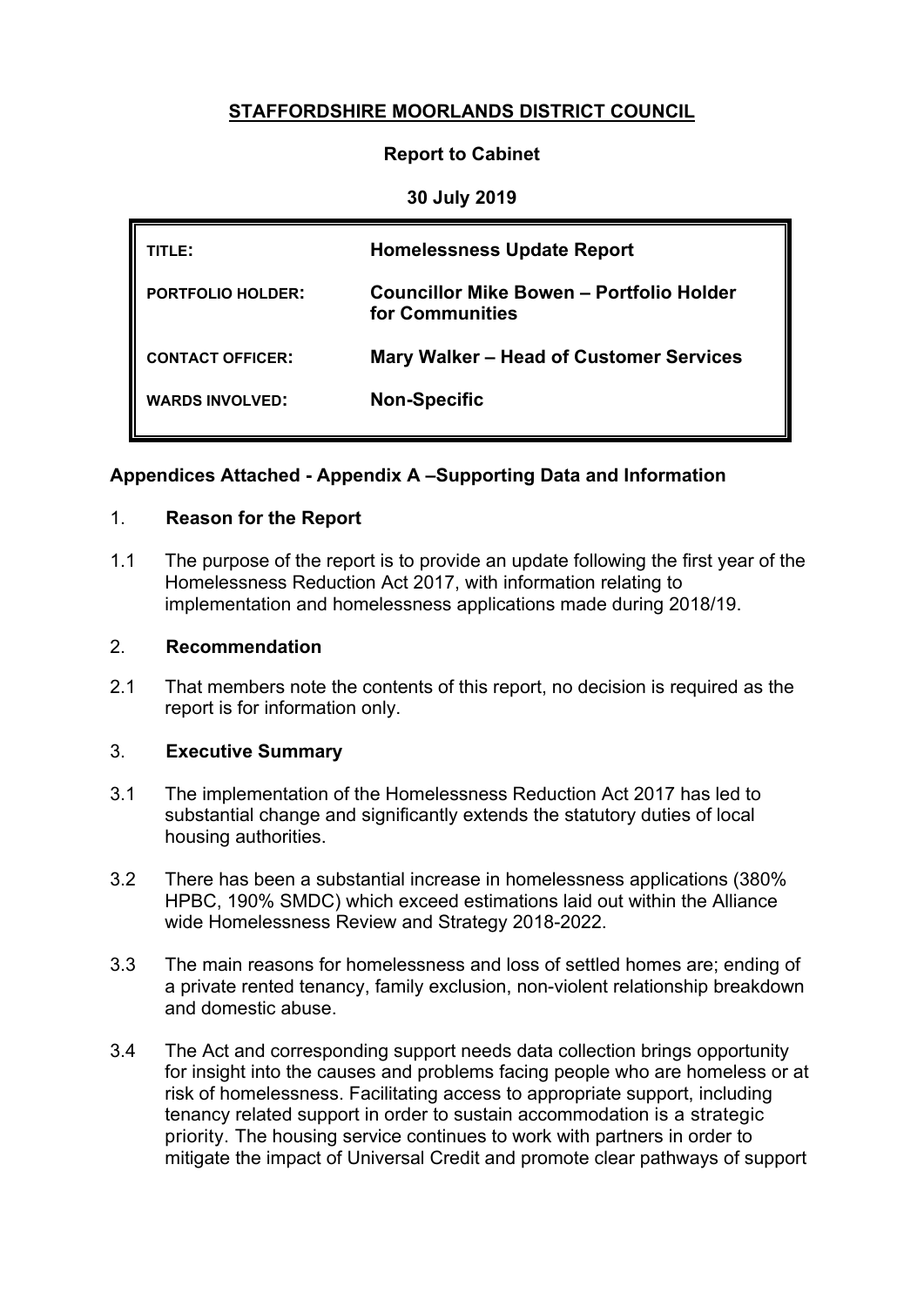# STAFFORDSHIRE MOORLANDS DISTRICT COUNCIL

**Report to Cabinet**

**30 July 2019**

| | |
|---|---|
| **TITLE:** | **Homelessness Update Report** |
| **PORTFOLIO HOLDER:** | **Councillor Mike Bowen – Portfolio Holder for Communities** |
| **CONTACT OFFICER:** | **Mary Walker – Head of Customer Services** |
| **WARDS INVOLVED:** | **Non-Specific** |

**Appendices Attached - Appendix A –Supporting Data and Information**

## 1. Reason for the Report

1.1 The purpose of the report is to provide an update following the first year of the Homelessness Reduction Act 2017, with information relating to implementation and homelessness applications made during 2018/19.

## 2. Recommendation

2.1 That members note the contents of this report, no decision is required as the report is for information only.

## 3. Executive Summary

3.1 The implementation of the Homelessness Reduction Act 2017 has led to substantial change and significantly extends the statutory duties of local housing authorities.

3.2 There has been a substantial increase in homelessness applications (380% HPBC, 190% SMDC) which exceed estimations laid out within the Alliance wide Homelessness Review and Strategy 2018-2022.

3.3 The main reasons for homelessness and loss of settled homes are; ending of a private rented tenancy, family exclusion, non-violent relationship breakdown and domestic abuse.

3.4 The Act and corresponding support needs data collection brings opportunity for insight into the causes and problems facing people who are homeless or at risk of homelessness. Facilitating access to appropriate support, including tenancy related support in order to sustain accommodation is a strategic priority. The housing service continues to work with partners in order to mitigate the impact of Universal Credit and promote clear pathways of support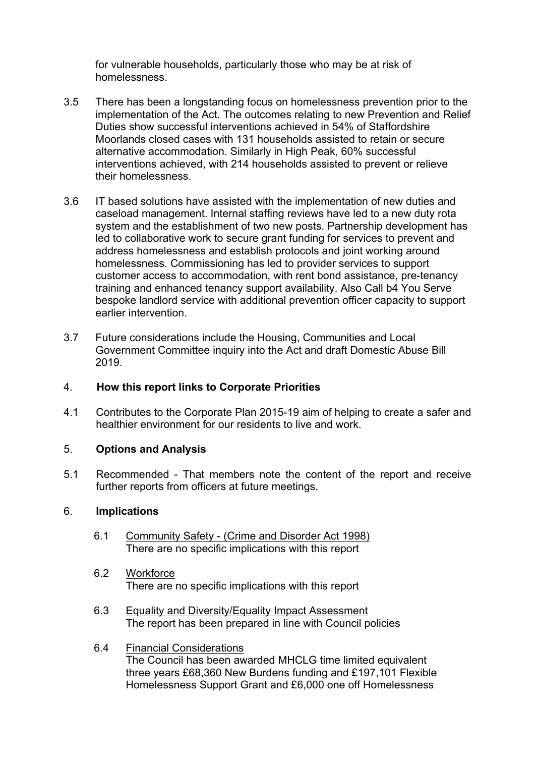for vulnerable households, particularly those who may be at risk of homelessness.

3.5 There has been a longstanding focus on homelessness prevention prior to the implementation of the Act. The outcomes relating to new Prevention and Relief Duties show successful interventions achieved in 54% of Staffordshire Moorlands closed cases with 131 households assisted to retain or secure alternative accommodation. Similarly in High Peak, 60% successful interventions achieved, with 214 households assisted to prevent or relieve their homelessness.

3.6 IT based solutions have assisted with the implementation of new duties and caseload management. Internal staffing reviews have led to a new duty rota system and the establishment of two new posts. Partnership development has led to collaborative work to secure grant funding for services to prevent and address homelessness and establish protocols and joint working around homelessness. Commissioning has led to provider services to support customer access to accommodation, with rent bond assistance, pre-tenancy training and enhanced tenancy support availability. Also Call b4 You Serve bespoke landlord service with additional prevention officer capacity to support earlier intervention.

3.7 Future considerations include the Housing, Communities and Local Government Committee inquiry into the Act and draft Domestic Abuse Bill 2019.

## 4. How this report links to Corporate Priorities

4.1 Contributes to the Corporate Plan 2015-19 aim of helping to create a safer and healthier environment for our residents to live and work.

## 5. Options and Analysis

5.1 Recommended - That members note the content of the report and receive further reports from officers at future meetings.

## 6. Implications

6.1 Community Safety - (Crime and Disorder Act 1998)
There are no specific implications with this report

6.2 Workforce
There are no specific implications with this report

6.3 Equality and Diversity/Equality Impact Assessment
The report has been prepared in line with Council policies

6.4 Financial Considerations
The Council has been awarded MHCLG time limited equivalent three years £68,360 New Burdens funding and £197,101 Flexible Homelessness Support Grant and £6,000 one off Homelessness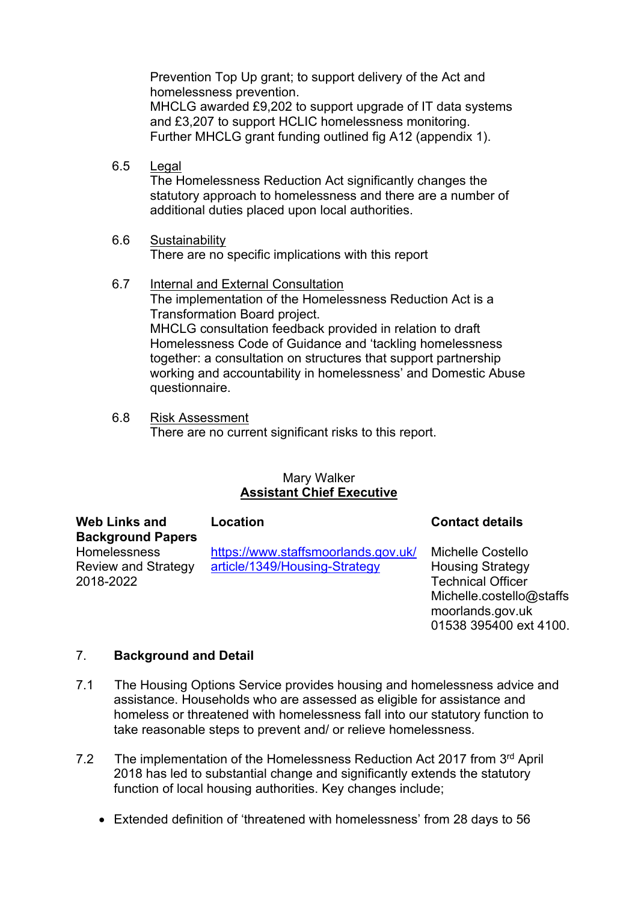Prevention Top Up grant; to support delivery of the Act and homelessness prevention.
MHCLG awarded £9,202 to support upgrade of IT data systems and £3,207 to support HCLIC homelessness monitoring.
Further MHCLG grant funding outlined fig A12 (appendix 1).

6.5 Legal
The Homelessness Reduction Act significantly changes the statutory approach to homelessness and there are a number of additional duties placed upon local authorities.

6.6 Sustainability
There are no specific implications with this report

6.7 Internal and External Consultation
The implementation of the Homelessness Reduction Act is a Transformation Board project.
MHCLG consultation feedback provided in relation to draft Homelessness Code of Guidance and 'tackling homelessness together: a consultation on structures that support partnership working and accountability in homelessness' and Domestic Abuse questionnaire.

6.8 Risk Assessment
There are no current significant risks to this report.

Mary Walker
**Assistant Chief Executive**

| **Web Links and Background Papers** | **Location** | **Contact details** |
|---|---|---|
| Homelessness Review and Strategy 2018-2022 | https://www.staffsmoorlands.gov.uk/article/1349/Housing-Strategy | Michelle Costello Housing Strategy Technical Officer Michelle.costello@staffsmoorlands.gov.uk 01538 395400 ext 4100. |

## 7. Background and Detail

7.1 The Housing Options Service provides housing and homelessness advice and assistance. Households who are assessed as eligible for assistance and homeless or threatened with homelessness fall into our statutory function to take reasonable steps to prevent and/ or relieve homelessness.

7.2 The implementation of the Homelessness Reduction Act 2017 from 3rd April 2018 has led to substantial change and significantly extends the statutory function of local housing authorities. Key changes include;

- Extended definition of 'threatened with homelessness' from 28 days to 56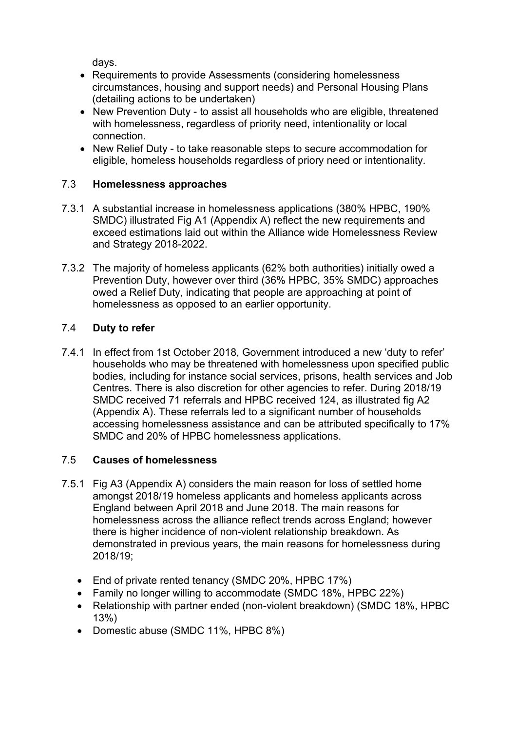days.

- Requirements to provide Assessments (considering homelessness circumstances, housing and support needs) and Personal Housing Plans (detailing actions to be undertaken)
- New Prevention Duty - to assist all households who are eligible, threatened with homelessness, regardless of priority need, intentionality or local connection.
- New Relief Duty - to take reasonable steps to secure accommodation for eligible, homeless households regardless of priory need or intentionality.

## 7.3 **Homelessness approaches**

7.3.1 A substantial increase in homelessness applications (380% HPBC, 190% SMDC) illustrated Fig A1 (Appendix A) reflect the new requirements and exceed estimations laid out within the Alliance wide Homelessness Review and Strategy 2018-2022.

7.3.2 The majority of homeless applicants (62% both authorities) initially owed a Prevention Duty, however over third (36% HPBC, 35% SMDC) approaches owed a Relief Duty, indicating that people are approaching at point of homelessness as opposed to an earlier opportunity.

## 7.4 **Duty to refer**

7.4.1 In effect from 1st October 2018, Government introduced a new 'duty to refer' households who may be threatened with homelessness upon specified public bodies, including for instance social services, prisons, health services and Job Centres. There is also discretion for other agencies to refer. During 2018/19 SMDC received 71 referrals and HPBC received 124, as illustrated fig A2 (Appendix A). These referrals led to a significant number of households accessing homelessness assistance and can be attributed specifically to 17% SMDC and 20% of HPBC homelessness applications.

## 7.5 **Causes of homelessness**

7.5.1 Fig A3 (Appendix A) considers the main reason for loss of settled home amongst 2018/19 homeless applicants and homeless applicants across England between April 2018 and June 2018. The main reasons for homelessness across the alliance reflect trends across England; however there is higher incidence of non-violent relationship breakdown. As demonstrated in previous years, the main reasons for homelessness during 2018/19;

- End of private rented tenancy (SMDC 20%, HPBC 17%)
- Family no longer willing to accommodate (SMDC 18%, HPBC 22%)
- Relationship with partner ended (non-violent breakdown) (SMDC 18%, HPBC 13%)
- Domestic abuse (SMDC 11%, HPBC 8%)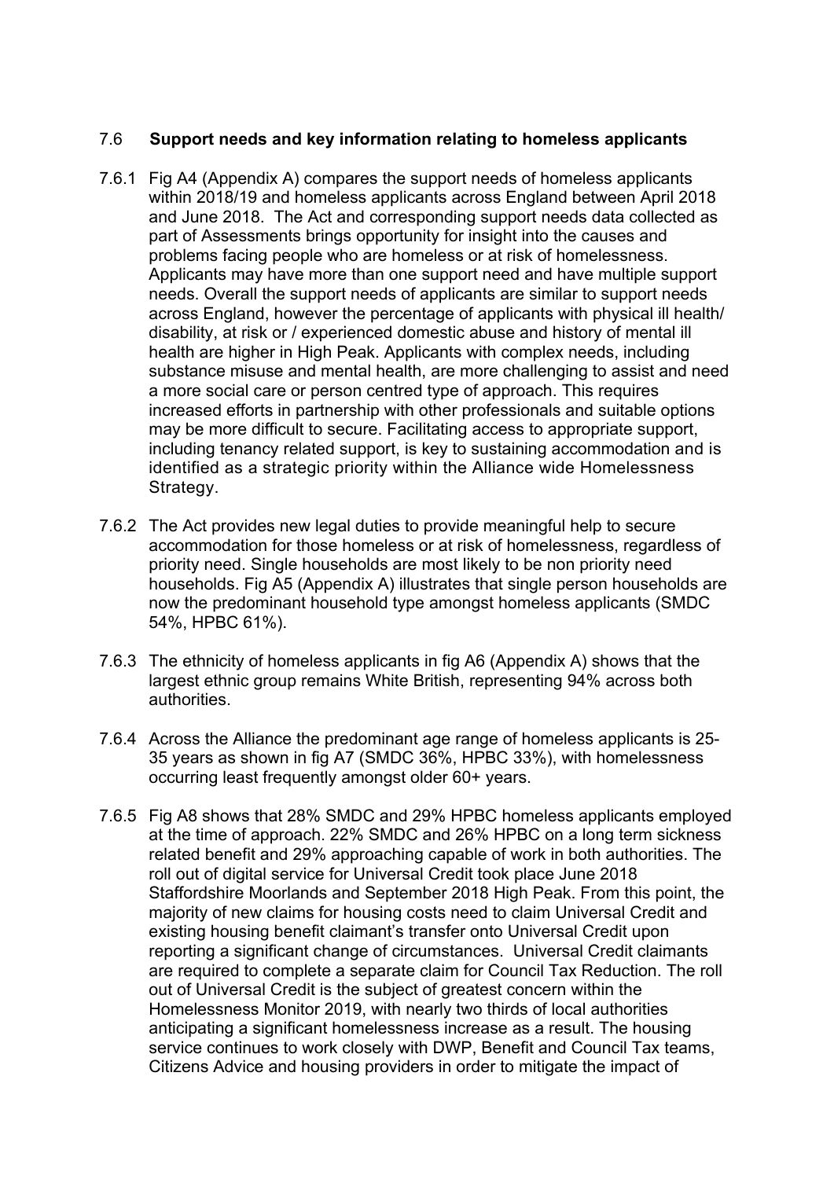## 7.6 Support needs and key information relating to homeless applicants

7.6.1 Fig A4 (Appendix A) compares the support needs of homeless applicants within 2018/19 and homeless applicants across England between April 2018 and June 2018. The Act and corresponding support needs data collected as part of Assessments brings opportunity for insight into the causes and problems facing people who are homeless or at risk of homelessness. Applicants may have more than one support need and have multiple support needs. Overall the support needs of applicants are similar to support needs across England, however the percentage of applicants with physical ill health/ disability, at risk or / experienced domestic abuse and history of mental ill health are higher in High Peak. Applicants with complex needs, including substance misuse and mental health, are more challenging to assist and need a more social care or person centred type of approach. This requires increased efforts in partnership with other professionals and suitable options may be more difficult to secure. Facilitating access to appropriate support, including tenancy related support, is key to sustaining accommodation and is identified as a strategic priority within the Alliance wide Homelessness Strategy.

7.6.2 The Act provides new legal duties to provide meaningful help to secure accommodation for those homeless or at risk of homelessness, regardless of priority need. Single households are most likely to be non priority need households. Fig A5 (Appendix A) illustrates that single person households are now the predominant household type amongst homeless applicants (SMDC 54%, HPBC 61%).

7.6.3 The ethnicity of homeless applicants in fig A6 (Appendix A) shows that the largest ethnic group remains White British, representing 94% across both authorities.

7.6.4 Across the Alliance the predominant age range of homeless applicants is 25-35 years as shown in fig A7 (SMDC 36%, HPBC 33%), with homelessness occurring least frequently amongst older 60+ years.

7.6.5 Fig A8 shows that 28% SMDC and 29% HPBC homeless applicants employed at the time of approach. 22% SMDC and 26% HPBC on a long term sickness related benefit and 29% approaching capable of work in both authorities. The roll out of digital service for Universal Credit took place June 2018 Staffordshire Moorlands and September 2018 High Peak. From this point, the majority of new claims for housing costs need to claim Universal Credit and existing housing benefit claimant's transfer onto Universal Credit upon reporting a significant change of circumstances. Universal Credit claimants are required to complete a separate claim for Council Tax Reduction. The roll out of Universal Credit is the subject of greatest concern within the Homelessness Monitor 2019, with nearly two thirds of local authorities anticipating a significant homelessness increase as a result. The housing service continues to work closely with DWP, Benefit and Council Tax teams, Citizens Advice and housing providers in order to mitigate the impact of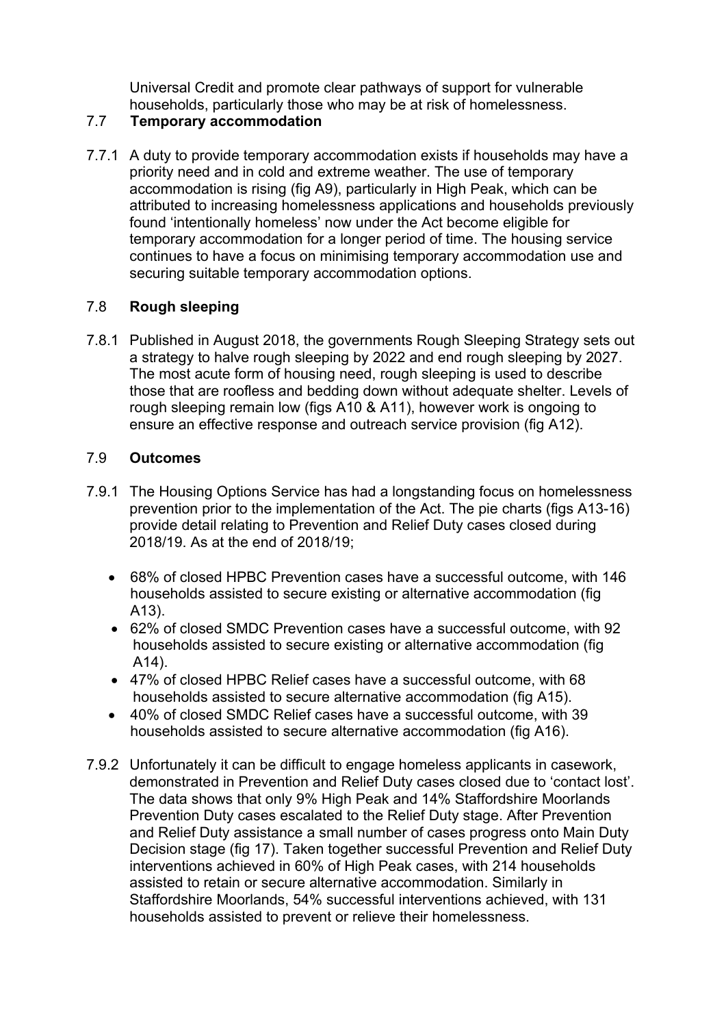Universal Credit and promote clear pathways of support for vulnerable households, particularly those who may be at risk of homelessness.

## 7.7 Temporary accommodation

7.7.1 A duty to provide temporary accommodation exists if households may have a priority need and in cold and extreme weather. The use of temporary accommodation is rising (fig A9), particularly in High Peak, which can be attributed to increasing homelessness applications and households previously found 'intentionally homeless' now under the Act become eligible for temporary accommodation for a longer period of time. The housing service continues to have a focus on minimising temporary accommodation use and securing suitable temporary accommodation options.

## 7.8 Rough sleeping

7.8.1 Published in August 2018, the governments Rough Sleeping Strategy sets out a strategy to halve rough sleeping by 2022 and end rough sleeping by 2027. The most acute form of housing need, rough sleeping is used to describe those that are roofless and bedding down without adequate shelter. Levels of rough sleeping remain low (figs A10 & A11), however work is ongoing to ensure an effective response and outreach service provision (fig A12).

## 7.9 Outcomes

7.9.1 The Housing Options Service has had a longstanding focus on homelessness prevention prior to the implementation of the Act. The pie charts (figs A13-16) provide detail relating to Prevention and Relief Duty cases closed during 2018/19. As at the end of 2018/19;

- 68% of closed HPBC Prevention cases have a successful outcome, with 146 households assisted to secure existing or alternative accommodation (fig A13).
- 62% of closed SMDC Prevention cases have a successful outcome, with 92 households assisted to secure existing or alternative accommodation (fig A14).
- 47% of closed HPBC Relief cases have a successful outcome, with 68 households assisted to secure alternative accommodation (fig A15).
- 40% of closed SMDC Relief cases have a successful outcome, with 39 households assisted to secure alternative accommodation (fig A16).

7.9.2 Unfortunately it can be difficult to engage homeless applicants in casework, demonstrated in Prevention and Relief Duty cases closed due to 'contact lost'. The data shows that only 9% High Peak and 14% Staffordshire Moorlands Prevention Duty cases escalated to the Relief Duty stage. After Prevention and Relief Duty assistance a small number of cases progress onto Main Duty Decision stage (fig 17). Taken together successful Prevention and Relief Duty interventions achieved in 60% of High Peak cases, with 214 households assisted to retain or secure alternative accommodation. Similarly in Staffordshire Moorlands, 54% successful interventions achieved, with 131 households assisted to prevent or relieve their homelessness.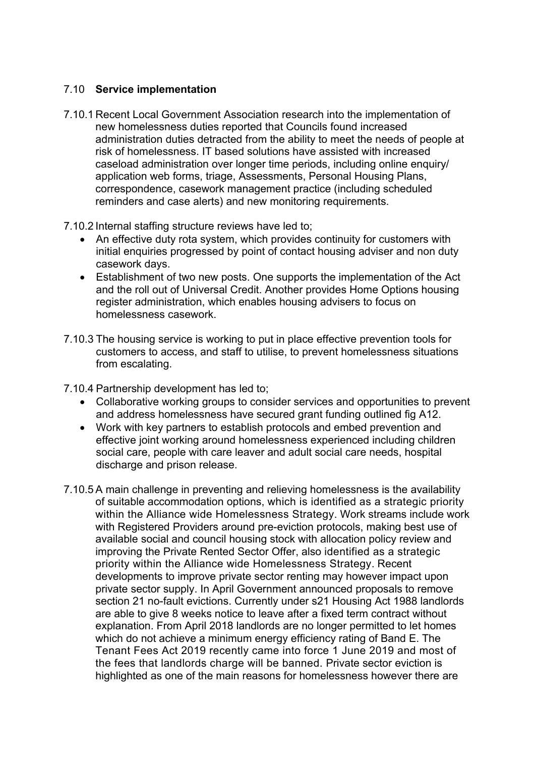### 7.10 **Service implementation**

7.10.1 Recent Local Government Association research into the implementation of new homelessness duties reported that Councils found increased administration duties detracted from the ability to meet the needs of people at risk of homelessness. IT based solutions have assisted with increased caseload administration over longer time periods, including online enquiry/ application web forms, triage, Assessments, Personal Housing Plans, correspondence, casework management practice (including scheduled reminders and case alerts) and new monitoring requirements.

7.10.2 Internal staffing structure reviews have led to;

- An effective duty rota system, which provides continuity for customers with initial enquiries progressed by point of contact housing adviser and non duty casework days.
- Establishment of two new posts. One supports the implementation of the Act and the roll out of Universal Credit. Another provides Home Options housing register administration, which enables housing advisers to focus on homelessness casework.

7.10.3 The housing service is working to put in place effective prevention tools for customers to access, and staff to utilise, to prevent homelessness situations from escalating.

7.10.4 Partnership development has led to;

- Collaborative working groups to consider services and opportunities to prevent and address homelessness have secured grant funding outlined fig A12.
- Work with key partners to establish protocols and embed prevention and effective joint working around homelessness experienced including children social care, people with care leaver and adult social care needs, hospital discharge and prison release.

7.10.5 A main challenge in preventing and relieving homelessness is the availability of suitable accommodation options, which is identified as a strategic priority within the Alliance wide Homelessness Strategy. Work streams include work with Registered Providers around pre-eviction protocols, making best use of available social and council housing stock with allocation policy review and improving the Private Rented Sector Offer, also identified as a strategic priority within the Alliance wide Homelessness Strategy. Recent developments to improve private sector renting may however impact upon private sector supply. In April Government announced proposals to remove section 21 no-fault evictions. Currently under s21 Housing Act 1988 landlords are able to give 8 weeks notice to leave after a fixed term contract without explanation. From April 2018 landlords are no longer permitted to let homes which do not achieve a minimum energy efficiency rating of Band E. The Tenant Fees Act 2019 recently came into force 1 June 2019 and most of the fees that landlords charge will be banned. Private sector eviction is highlighted as one of the main reasons for homelessness however there are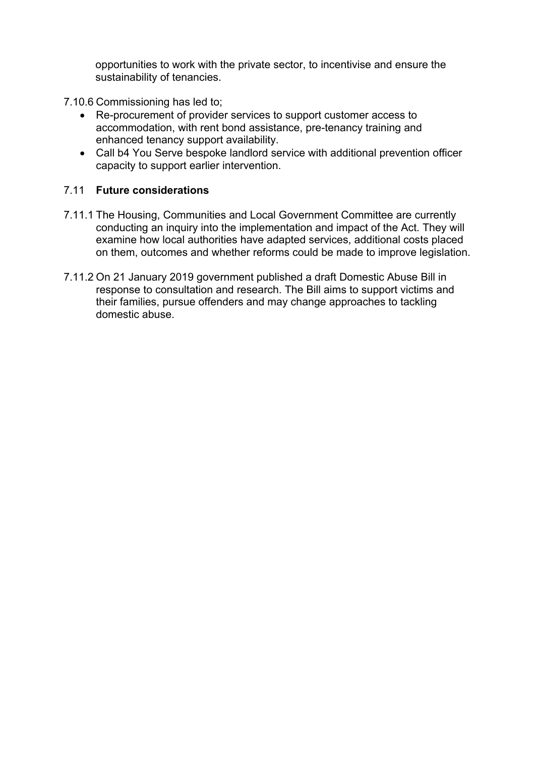opportunities to work with the private sector, to incentivise and ensure the sustainability of tenancies.

7.10.6 Commissioning has led to;

- Re-procurement of provider services to support customer access to accommodation, with rent bond assistance, pre-tenancy training and enhanced tenancy support availability.
- Call b4 You Serve bespoke landlord service with additional prevention officer capacity to support earlier intervention.

### 7.11 **Future considerations**

7.11.1 The Housing, Communities and Local Government Committee are currently conducting an inquiry into the implementation and impact of the Act. They will examine how local authorities have adapted services, additional costs placed on them, outcomes and whether reforms could be made to improve legislation.

7.11.2 On 21 January 2019 government published a draft Domestic Abuse Bill in response to consultation and research. The Bill aims to support victims and their families, pursue offenders and may change approaches to tackling domestic abuse.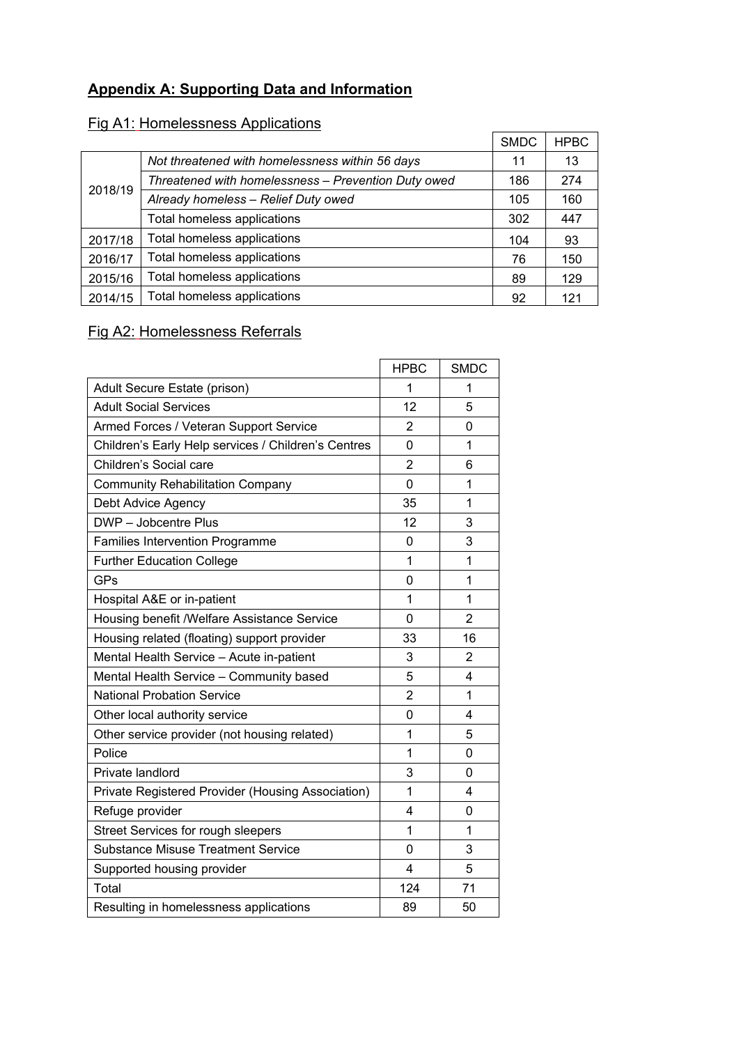## Appendix A: Supporting Data and Information

### Fig A1: Homelessness Applications

| | | SMDC | HPBC |
|---|---|---|---|
| 2018/19 | *Not threatened with homelessness within 56 days* | 11 | 13 |
| | *Threatened with homelessness – Prevention Duty owed* | 186 | 274 |
| | *Already homeless – Relief Duty owed* | 105 | 160 |
| | Total homeless applications | 302 | 447 |
| 2017/18 | Total homeless applications | 104 | 93 |
| 2016/17 | Total homeless applications | 76 | 150 |
| 2015/16 | Total homeless applications | 89 | 129 |
| 2014/15 | Total homeless applications | 92 | 121 |

### Fig A2: Homelessness Referrals

| | HPBC | SMDC |
|---|---|---|
| Adult Secure Estate (prison) | 1 | 1 |
| Adult Social Services | 12 | 5 |
| Armed Forces / Veteran Support Service | 2 | 0 |
| Children's Early Help services / Children's Centres | 0 | 1 |
| Children's Social care | 2 | 6 |
| Community Rehabilitation Company | 0 | 1 |
| Debt Advice Agency | 35 | 1 |
| DWP – Jobcentre Plus | 12 | 3 |
| Families Intervention Programme | 0 | 3 |
| Further Education College | 1 | 1 |
| GPs | 0 | 1 |
| Hospital A&E or in-patient | 1 | 1 |
| Housing benefit /Welfare Assistance Service | 0 | 2 |
| Housing related (floating) support provider | 33 | 16 |
| Mental Health Service – Acute in-patient | 3 | 2 |
| Mental Health Service – Community based | 5 | 4 |
| National Probation Service | 2 | 1 |
| Other local authority service | 0 | 4 |
| Other service provider (not housing related) | 1 | 5 |
| Police | 1 | 0 |
| Private landlord | 3 | 0 |
| Private Registered Provider (Housing Association) | 1 | 4 |
| Refuge provider | 4 | 0 |
| Street Services for rough sleepers | 1 | 1 |
| Substance Misuse Treatment Service | 0 | 3 |
| Supported housing provider | 4 | 5 |
| Total | 124 | 71 |
| Resulting in homelessness applications | 89 | 50 |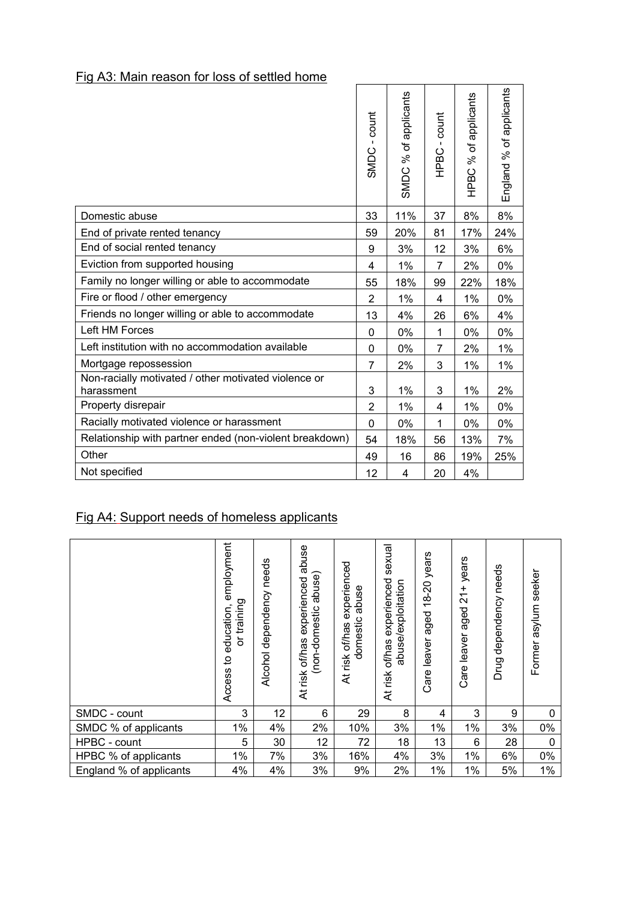Fig A3: Main reason for loss of settled home

| | SMDC - count | SMDC % of applicants | HPBC - count | HPBC % of applicants | England % of applicants |
|---|---|---|---|---|---|
| Domestic abuse | 33 | 11% | 37 | 8% | 8% |
| End of private rented tenancy | 59 | 20% | 81 | 17% | 24% |
| End of social rented tenancy | 9 | 3% | 12 | 3% | 6% |
| Eviction from supported housing | 4 | 1% | 7 | 2% | 0% |
| Family no longer willing or able to accommodate | 55 | 18% | 99 | 22% | 18% |
| Fire or flood / other emergency | 2 | 1% | 4 | 1% | 0% |
| Friends no longer willing or able to accommodate | 13 | 4% | 26 | 6% | 4% |
| Left HM Forces | 0 | 0% | 1 | 0% | 0% |
| Left institution with no accommodation available | 0 | 0% | 7 | 2% | 1% |
| Mortgage repossession | 7 | 2% | 3 | 1% | 1% |
| Non-racially motivated / other motivated violence or harassment | 3 | 1% | 3 | 1% | 2% |
| Property disrepair | 2 | 1% | 4 | 1% | 0% |
| Racially motivated violence or harassment | 0 | 0% | 1 | 0% | 0% |
| Relationship with partner ended (non-violent breakdown) | 54 | 18% | 56 | 13% | 7% |
| Other | 49 | 16 | 86 | 19% | 25% |
| Not specified | 12 | 4 | 20 | 4% | |

Fig A4: Support needs of homeless applicants

| | Access to education, employment or training | Alcohol dependency needs | At risk of/has experienced abuse (non-domestic abuse) | At risk of/has experienced domestic abuse | At risk of/has experienced sexual abuse/exploitation | Care leaver aged 18-20 years | Care leaver aged 21+ years | Drug dependency needs | Former asylum seeker |
|---|---|---|---|---|---|---|---|---|---|
| SMDC - count | 3 | 12 | 6 | 29 | 8 | 4 | 3 | 9 | 0 |
| SMDC % of applicants | 1% | 4% | 2% | 10% | 3% | 1% | 1% | 3% | 0% |
| HPBC - count | 5 | 30 | 12 | 72 | 18 | 13 | 6 | 28 | 0 |
| HPBC % of applicants | 1% | 7% | 3% | 16% | 4% | 3% | 1% | 6% | 0% |
| England % of applicants | 4% | 4% | 3% | 9% | 2% | 1% | 1% | 5% | 1% |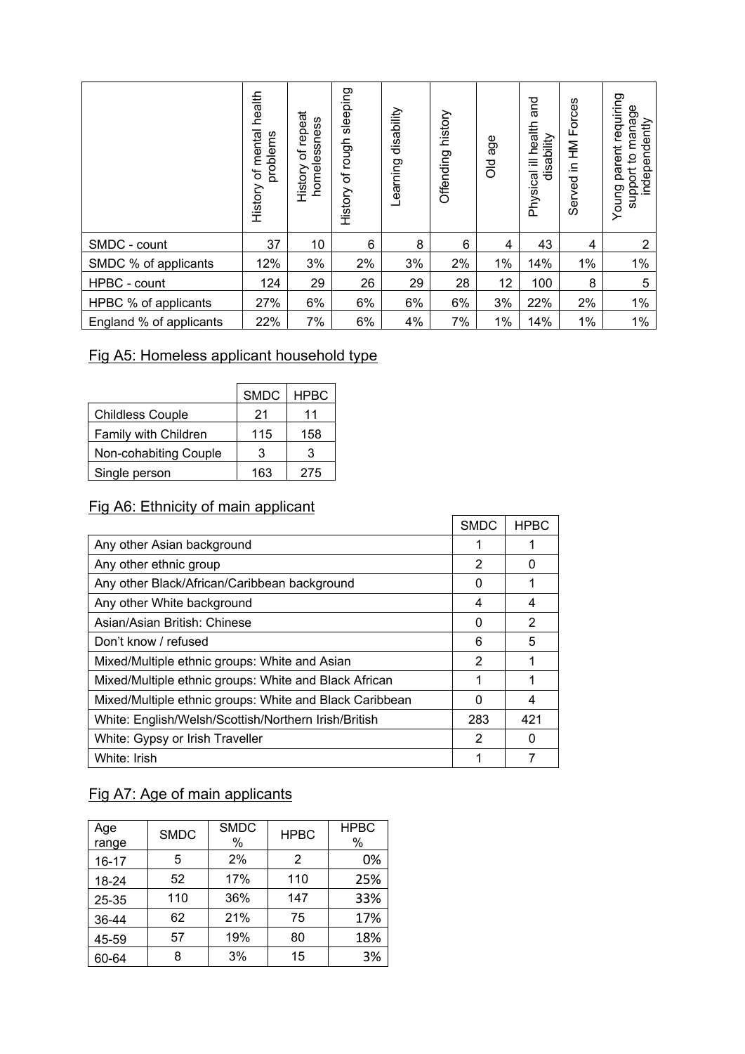| | History of mental health problems | History of repeat homelessness | History of rough sleeping | Learning disability | Offending history | Old age | Physical ill health and disability | Served in HM Forces | Young parent requiring support to manage independently |
|---|---|---|---|---|---|---|---|---|---|
| SMDC - count | 37 | 10 | 6 | 8 | 6 | 4 | 43 | 4 | 2 |
| SMDC % of applicants | 12% | 3% | 2% | 3% | 2% | 1% | 14% | 1% | 1% |
| HPBC - count | 124 | 29 | 26 | 29 | 28 | 12 | 100 | 8 | 5 |
| HPBC % of applicants | 27% | 6% | 6% | 6% | 6% | 3% | 22% | 2% | 1% |
| England % of applicants | 22% | 7% | 6% | 4% | 7% | 1% | 14% | 1% | 1% |

## Fig A5: Homeless applicant household type

| | SMDC | HPBC |
|---|---|---|
| Childless Couple | 21 | 11 |
| Family with Children | 115 | 158 |
| Non-cohabiting Couple | 3 | 3 |
| Single person | 163 | 275 |

## Fig A6: Ethnicity of main applicant

| | SMDC | HPBC |
|---|---|---|
| Any other Asian background | 1 | 1 |
| Any other ethnic group | 2 | 0 |
| Any other Black/African/Caribbean background | 0 | 1 |
| Any other White background | 4 | 4 |
| Asian/Asian British: Chinese | 0 | 2 |
| Don't know / refused | 6 | 5 |
| Mixed/Multiple ethnic groups: White and Asian | 2 | 1 |
| Mixed/Multiple ethnic groups: White and Black African | 1 | 1 |
| Mixed/Multiple ethnic groups: White and Black Caribbean | 0 | 4 |
| White: English/Welsh/Scottish/Northern Irish/British | 283 | 421 |
| White: Gypsy or Irish Traveller | 2 | 0 |
| White: Irish | 1 | 7 |

## Fig A7: Age of main applicants

| Age range | SMDC | SMDC % | HPBC | HPBC % |
|---|---|---|---|---|
| 16-17 | 5 | 2% | 2 | 0% |
| 18-24 | 52 | 17% | 110 | 25% |
| 25-35 | 110 | 36% | 147 | 33% |
| 36-44 | 62 | 21% | 75 | 17% |
| 45-59 | 57 | 19% | 80 | 18% |
| 60-64 | 8 | 3% | 15 | 3% |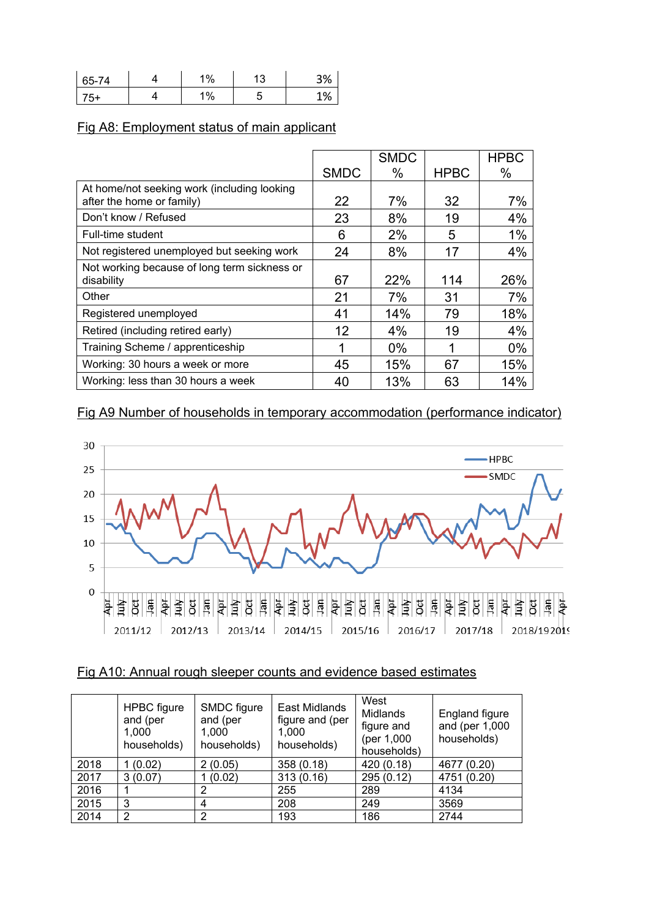| 65-74 | 4 | 1% | 13 | 3% |
|---|---|---|---|---|
| 75+ | 4 | 1% | 5 | 1% |

Fig A8: Employment status of main applicant

| | SMDC | SMDC % | HPBC | HPBC % |
|---|---|---|---|---|
| At home/not seeking work (including looking after the home or family) | 22 | 7% | 32 | 7% |
| Don't know / Refused | 23 | 8% | 19 | 4% |
| Full-time student | 6 | 2% | 5 | 1% |
| Not registered unemployed but seeking work | 24 | 8% | 17 | 4% |
| Not working because of long term sickness or disability | 67 | 22% | 114 | 26% |
| Other | 21 | 7% | 31 | 7% |
| Registered unemployed | 41 | 14% | 79 | 18% |
| Retired (including retired early) | 12 | 4% | 19 | 4% |
| Training Scheme / apprenticeship | 1 | 0% | 1 | 0% |
| Working: 30 hours a week or more | 45 | 15% | 67 | 15% |
| Working: less than 30 hours a week | 40 | 13% | 63 | 14% |

Fig A9 Number of households in temporary accommodation (performance indicator)

Fig A10: Annual rough sleeper counts and evidence based estimates

| | HPBC figure and (per 1,000 households) | SMDC figure and (per 1,000 households) | East Midlands figure and (per 1,000 households) | West Midlands figure and (per 1,000 households) | England figure and (per 1,000 households) |
|---|---|---|---|---|---|
| 2018 | 1 (0.02) | 2 (0.05) | 358 (0.18) | 420 (0.18) | 4677 (0.20) |
| 2017 | 3 (0.07) | 1 (0.02) | 313 (0.16) | 295 (0.12) | 4751 (0.20) |
| 2016 | 1 | 2 | 255 | 289 | 4134 |
| 2015 | 3 | 4 | 208 | 249 | 3569 |
| 2014 | 2 | 2 | 193 | 186 | 2744 |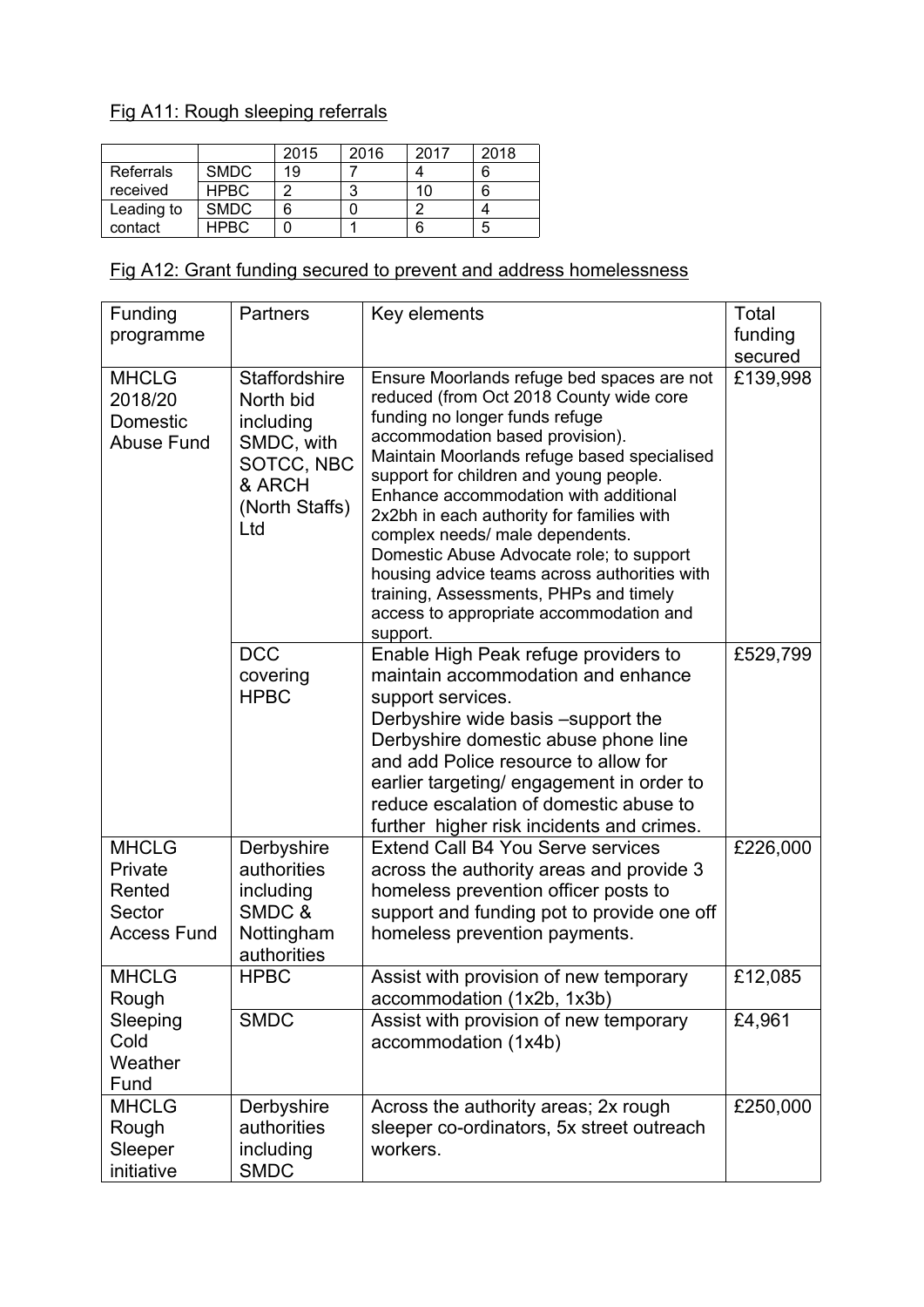Fig A11: Rough sleeping referrals

| | | 2015 | 2016 | 2017 | 2018 |
|---|---|---|---|---|---|
| Referrals received | SMDC | 19 | 7 | 4 | 6 |
| | HPBC | 2 | 3 | 10 | 6 |
| Leading to contact | SMDC | 6 | 0 | 2 | 4 |
| | HPBC | 0 | 1 | 6 | 5 |

Fig A12: Grant funding secured to prevent and address homelessness

| Funding programme | Partners | Key elements | Total funding secured |
|---|---|---|---|
| MHCLG 2018/20 Domestic Abuse Fund | Staffordshire North bid including SMDC, with SOTCC, NBC & ARCH (North Staffs) Ltd | Ensure Moorlands refuge bed spaces are not reduced (from Oct 2018 County wide core funding no longer funds refuge accommodation based provision). Maintain Moorlands refuge based specialised support for children and young people. Enhance accommodation with additional 2x2bh in each authority for families with complex needs/ male dependents. Domestic Abuse Advocate role; to support housing advice teams across authorities with training, Assessments, PHPs and timely access to appropriate accommodation and support. | £139,998 |
| | DCC covering HPBC | Enable High Peak refuge providers to maintain accommodation and enhance support services. Derbyshire wide basis –support the Derbyshire domestic abuse phone line and add Police resource to allow for earlier targeting/ engagement in order to reduce escalation of domestic abuse to further higher risk incidents and crimes. | £529,799 |
| MHCLG Private Rented Sector Access Fund | Derbyshire authorities including SMDC & Nottingham authorities | Extend Call B4 You Serve services across the authority areas and provide 3 homeless prevention officer posts to support and funding pot to provide one off homeless prevention payments. | £226,000 |
| MHCLG Rough Sleeping Cold Weather Fund | HPBC | Assist with provision of new temporary accommodation (1x2b, 1x3b) | £12,085 |
| | SMDC | Assist with provision of new temporary accommodation (1x4b) | £4,961 |
| MHCLG Rough Sleeper initiative | Derbyshire authorities including SMDC | Across the authority areas; 2x rough sleeper co-ordinators, 5x street outreach workers. | £250,000 |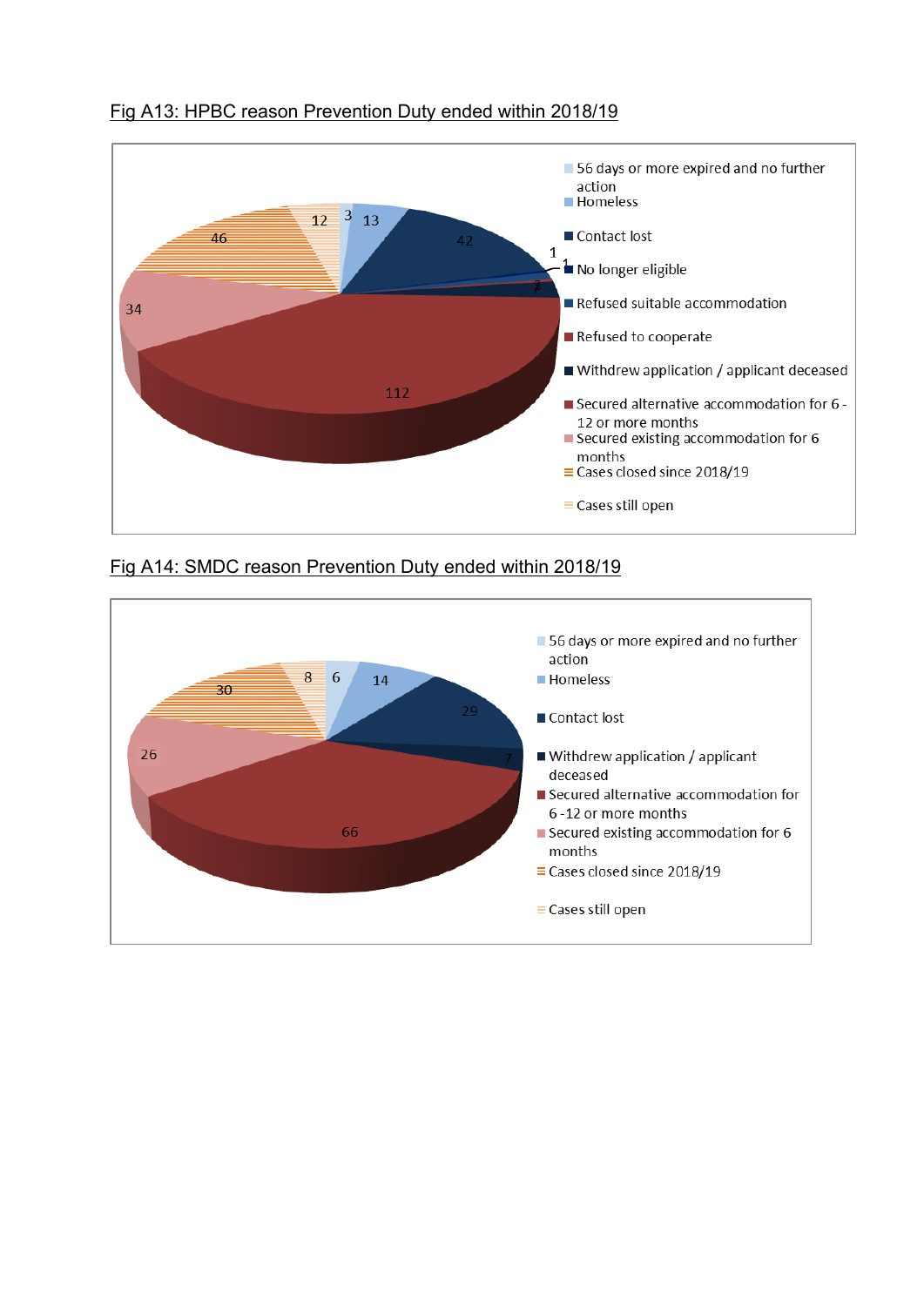Fig A13: HPBC reason Prevention Duty ended within 2018/19

| Reason | Number |
| --- | --- |
| 56 days or more expired and no further action | 3 |
| Homeless | 13 |
| Contact lost | 42 |
| No longer eligible | 1 |
| Refused suitable accommodation | 1 |
| Refused to cooperate | 2 |
| Withdrew application / applicant deceased | 7 |
| Secured alternative accommodation for 6 -12 or more months | 112 |
| Secured existing accommodation for 6 months | 34 |
| Cases closed since 2018/19 | 46 |
| Cases still open | 12 |

Fig A14: SMDC reason Prevention Duty ended within 2018/19

| Reason | Number |
| --- | --- |
| 56 days or more expired and no further action | 6 |
| Homeless | 14 |
| Contact lost | 29 |
| Withdrew application / applicant deceased | 7 |
| Secured alternative accommodation for 6 -12 or more months | 66 |
| Secured existing accommodation for 6 months | 26 |
| Cases closed since 2018/19 | 30 |
| Cases still open | 8 |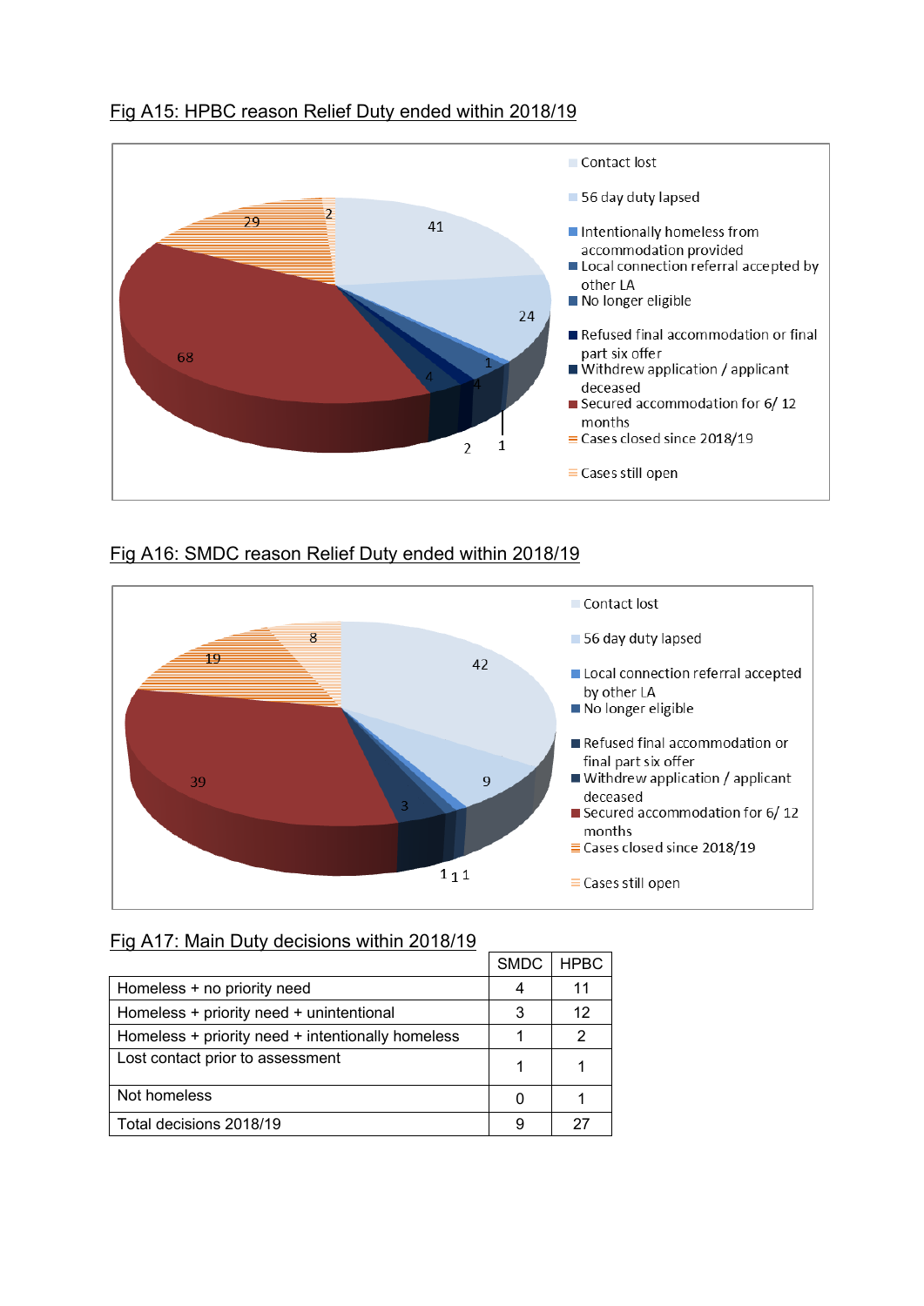Fig A15: HPBC reason Relief Duty ended within 2018/19

41
24
1
4
4
2
1
68
29
2

Contact lost
56 day duty lapsed
Intentionally homeless from accommodation provided
Local connection referral accepted by other LA
No longer eligible
Refused final accommodation or final part six offer
Withdrew application / applicant deceased
Secured accommodation for 6/ 12 months
Cases closed since 2018/19
Cases still open

Fig A16: SMDC reason Relief Duty ended within 2018/19

42
9
3
1
1
1
39
19
8

Contact lost
56 day duty lapsed
Local connection referral accepted by other LA
No longer eligible
Refused final accommodation or final part six offer
Withdrew application / applicant deceased
Secured accommodation for 6/ 12 months
Cases closed since 2018/19
Cases still open

Fig A17: Main Duty decisions within 2018/19

| | SMDC | HPBC |
|---|---|---|
| Homeless + no priority need | 4 | 11 |
| Homeless + priority need + unintentional | 3 | 12 |
| Homeless + priority need + intentionally homeless | 1 | 2 |
| Lost contact prior to assessment | 1 | 1 |
| Not homeless | 0 | 1 |
| Total decisions 2018/19 | 9 | 27 |